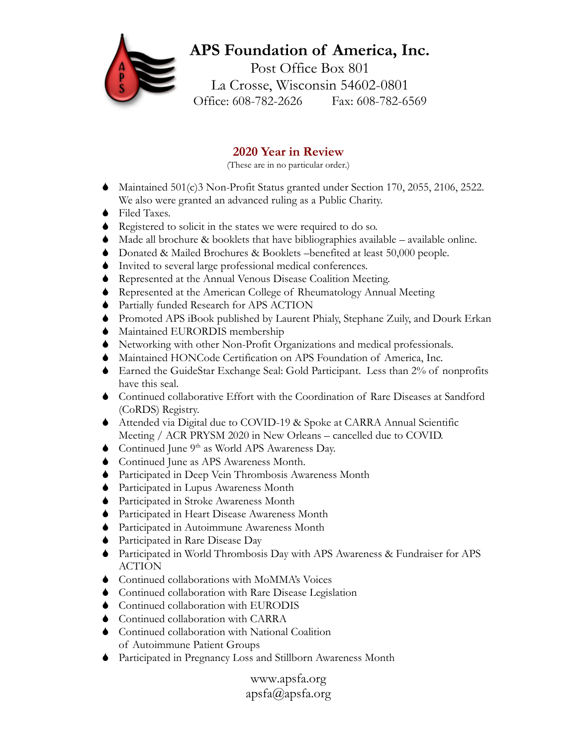# APS Foundation of America, Inc.

Post Office Box 801
La Crosse, Wisconsin 54602-0801
Office: 608-782-2626 Fax: 608-782-6569

## 2020 Year in Review

(These are in no particular order.)

- Maintained 501(c)3 Non-Profit Status granted under Section 170, 2055, 2106, 2522. We also were granted an advanced ruling as a Public Charity.
- Filed Taxes.
- Registered to solicit in the states we were required to do so.
- Made all brochure & booklets that have bibliographies available – available online.
- Donated & Mailed Brochures & Booklets –benefited at least 50,000 people.
- Invited to several large professional medical conferences.
- Represented at the Annual Venous Disease Coalition Meeting.
- Represented at the American College of Rheumatology Annual Meeting
- Partially funded Research for APS ACTION
- Promoted APS iBook published by Laurent Phialy, Stephane Zuily, and Dourk Erkan
- Maintained EURORDIS membership
- Networking with other Non-Profit Organizations and medical professionals.
- Maintained HONCode Certification on APS Foundation of America, Inc.
- Earned the GuideStar Exchange Seal: Gold Participant. Less than 2% of nonprofits have this seal.
- Continued collaborative Effort with the Coordination of Rare Diseases at Sandford (CoRDS) Registry.
- Attended via Digital due to COVID-19 & Spoke at CARRA Annual Scientific Meeting / ACR PRYSM 2020 in New Orleans – cancelled due to COVID.
- Continued June 9th as World APS Awareness Day.
- Continued June as APS Awareness Month.
- Participated in Deep Vein Thrombosis Awareness Month
- Participated in Lupus Awareness Month
- Participated in Stroke Awareness Month
- Participated in Heart Disease Awareness Month
- Participated in Autoimmune Awareness Month
- Participated in Rare Disease Day
- Participated in World Thrombosis Day with APS Awareness & Fundraiser for APS ACTION
- Continued collaborations with MoMMA's Voices
- Continued collaboration with Rare Disease Legislation
- Continued collaboration with EURODIS
- Continued collaboration with CARRA
- Continued collaboration with National Coalition of Autoimmune Patient Groups
- Participated in Pregnancy Loss and Stillborn Awareness Month

www.apsfa.org
apsfa@apsfa.org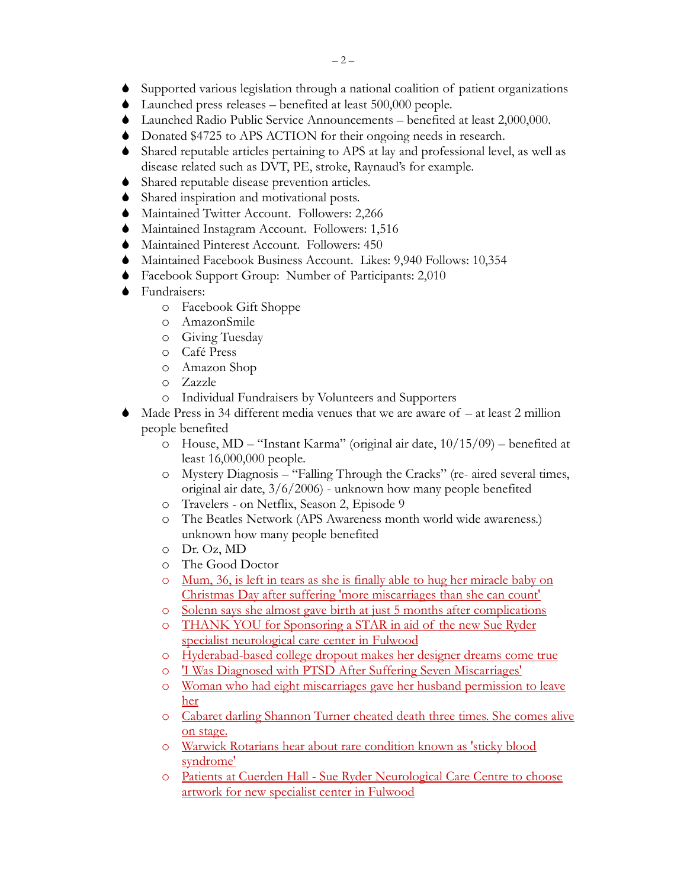- Supported various legislation through a national coalition of patient organizations
- Launched press releases – benefited at least 500,000 people.
- Launched Radio Public Service Announcements – benefited at least 2,000,000.
- Donated $4725 to APS ACTION for their ongoing needs in research.
- Shared reputable articles pertaining to APS at lay and professional level, as well as disease related such as DVT, PE, stroke, Raynaud's for example.
- Shared reputable disease prevention articles.
- Shared inspiration and motivational posts.
- Maintained Twitter Account. Followers: 2,266
- Maintained Instagram Account. Followers: 1,516
- Maintained Pinterest Account. Followers: 450
- Maintained Facebook Business Account. Likes: 9,940 Follows: 10,354
- Facebook Support Group: Number of Participants: 2,010
- Fundraisers:
  - Facebook Gift Shoppe
  - AmazonSmile
  - Giving Tuesday
  - Café Press
  - Amazon Shop
  - Zazzle
  - Individual Fundraisers by Volunteers and Supporters
- Made Press in 34 different media venues that we are aware of – at least 2 million people benefited
  - House, MD – "Instant Karma" (original air date, 10/15/09) – benefited at least 16,000,000 people.
  - Mystery Diagnosis – "Falling Through the Cracks" (re- aired several times, original air date, 3/6/2006) - unknown how many people benefited
  - Travelers - on Netflix, Season 2, Episode 9
  - The Beatles Network (APS Awareness month world wide awareness.) unknown how many people benefited
  - Dr. Oz, MD
  - The Good Doctor
  - Mum, 36, is left in tears as she is finally able to hug her miracle baby on Christmas Day after suffering 'more miscarriages than she can count'
  - Solenn says she almost gave birth at just 5 months after complications
  - THANK YOU for Sponsoring a STAR in aid of the new Sue Ryder specialist neurological care center in Fulwood
  - Hyderabad-based college dropout makes her designer dreams come true
  - 'I Was Diagnosed with PTSD After Suffering Seven Miscarriages'
  - Woman who had eight miscarriages gave her husband permission to leave her
  - Cabaret darling Shannon Turner cheated death three times. She comes alive on stage.
  - Warwick Rotarians hear about rare condition known as 'sticky blood syndrome'
  - Patients at Cuerden Hall - Sue Ryder Neurological Care Centre to choose artwork for new specialist center in Fulwood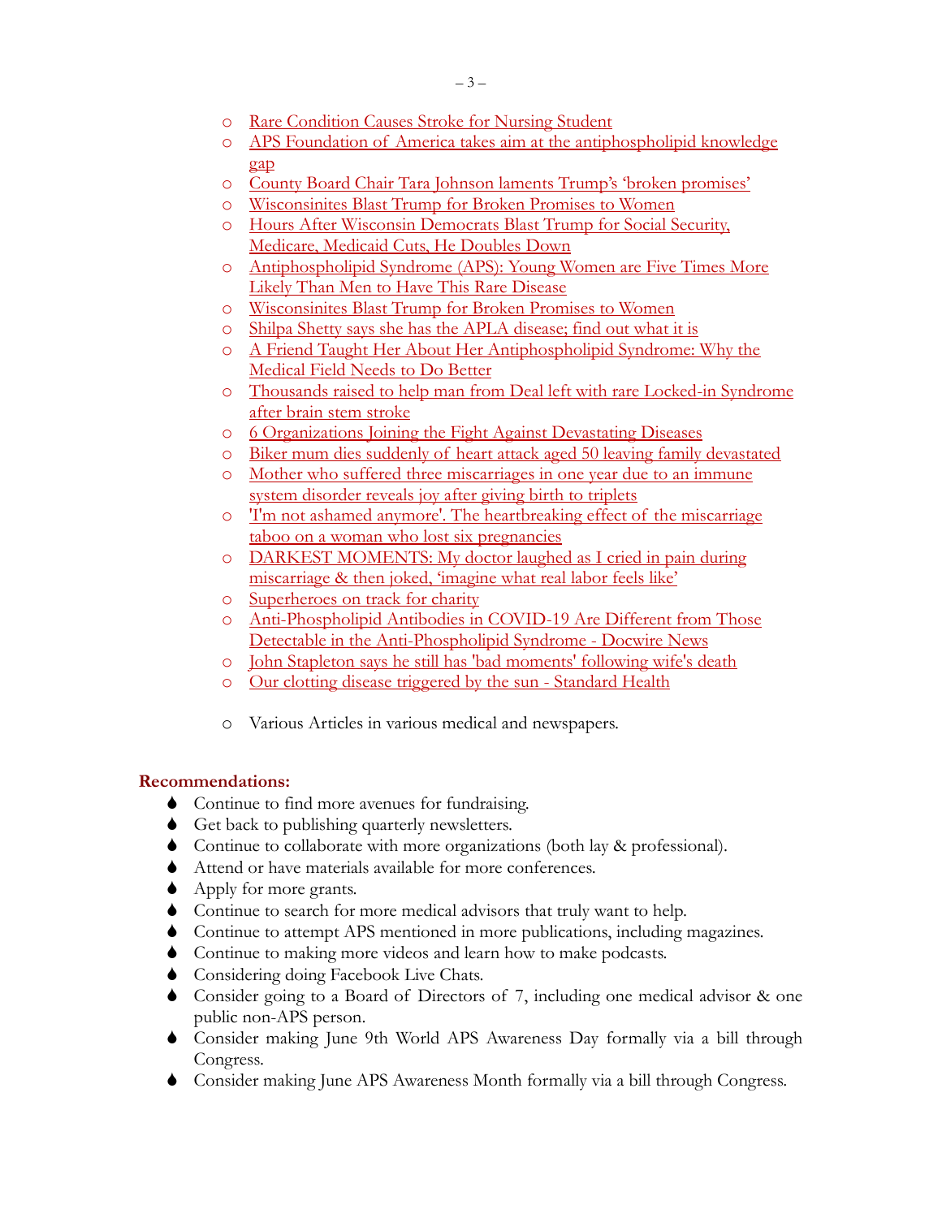- Rare Condition Causes Stroke for Nursing Student
- APS Foundation of America takes aim at the antiphospholipid knowledge gap
- County Board Chair Tara Johnson laments Trump's 'broken promises'
- Wisconsinites Blast Trump for Broken Promises to Women
- Hours After Wisconsin Democrats Blast Trump for Social Security, Medicare, Medicaid Cuts, He Doubles Down
- Antiphospholipid Syndrome (APS): Young Women are Five Times More Likely Than Men to Have This Rare Disease
- Wisconsinites Blast Trump for Broken Promises to Women
- Shilpa Shetty says she has the APLA disease; find out what it is
- A Friend Taught Her About Her Antiphospholipid Syndrome: Why the Medical Field Needs to Do Better
- Thousands raised to help man from Deal left with rare Locked-in Syndrome after brain stem stroke
- 6 Organizations Joining the Fight Against Devastating Diseases
- Biker mum dies suddenly of heart attack aged 50 leaving family devastated
- Mother who suffered three miscarriages in one year due to an immune system disorder reveals joy after giving birth to triplets
- 'I'm not ashamed anymore'. The heartbreaking effect of the miscarriage taboo on a woman who lost six pregnancies
- DARKEST MOMENTS: My doctor laughed as I cried in pain during miscarriage & then joked, 'imagine what real labor feels like'
- Superheroes on track for charity
- Anti-Phospholipid Antibodies in COVID-19 Are Different from Those Detectable in the Anti-Phospholipid Syndrome - Docwire News
- John Stapleton says he still has 'bad moments' following wife's death
- Our clotting disease triggered by the sun - Standard Health

- Various Articles in various medical and newspapers.

**Recommendations:**

- Continue to find more avenues for fundraising.
- Get back to publishing quarterly newsletters.
- Continue to collaborate with more organizations (both lay & professional).
- Attend or have materials available for more conferences.
- Apply for more grants.
- Continue to search for more medical advisors that truly want to help.
- Continue to attempt APS mentioned in more publications, including magazines.
- Continue to making more videos and learn how to make podcasts.
- Considering doing Facebook Live Chats.
- Consider going to a Board of Directors of 7, including one medical advisor & one public non-APS person.
- Consider making June 9th World APS Awareness Day formally via a bill through Congress.
- Consider making June APS Awareness Month formally via a bill through Congress.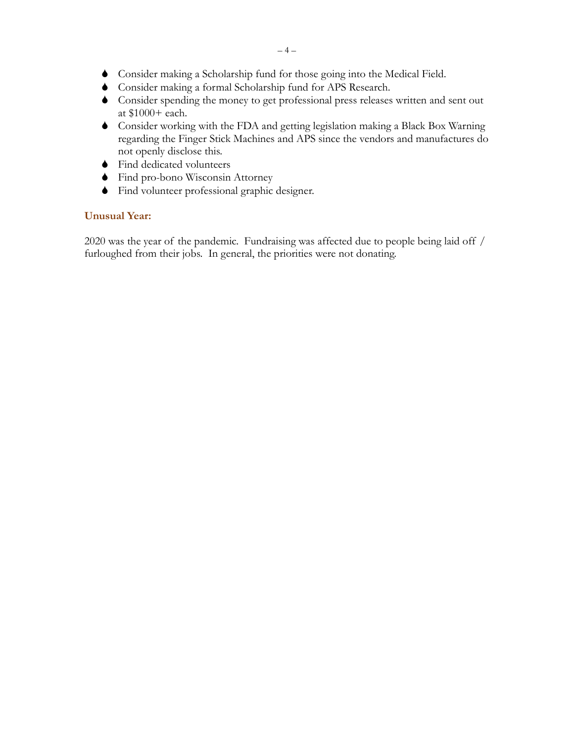- Consider making a Scholarship fund for those going into the Medical Field.
- Consider making a formal Scholarship fund for APS Research.
- Consider spending the money to get professional press releases written and sent out at $1000+ each.
- Consider working with the FDA and getting legislation making a Black Box Warning regarding the Finger Stick Machines and APS since the vendors and manufactures do not openly disclose this.
- Find dedicated volunteers
- Find pro-bono Wisconsin Attorney
- Find volunteer professional graphic designer.

**Unusual Year:**

2020 was the year of the pandemic. Fundraising was affected due to people being laid off / furloughed from their jobs. In general, the priorities were not donating.